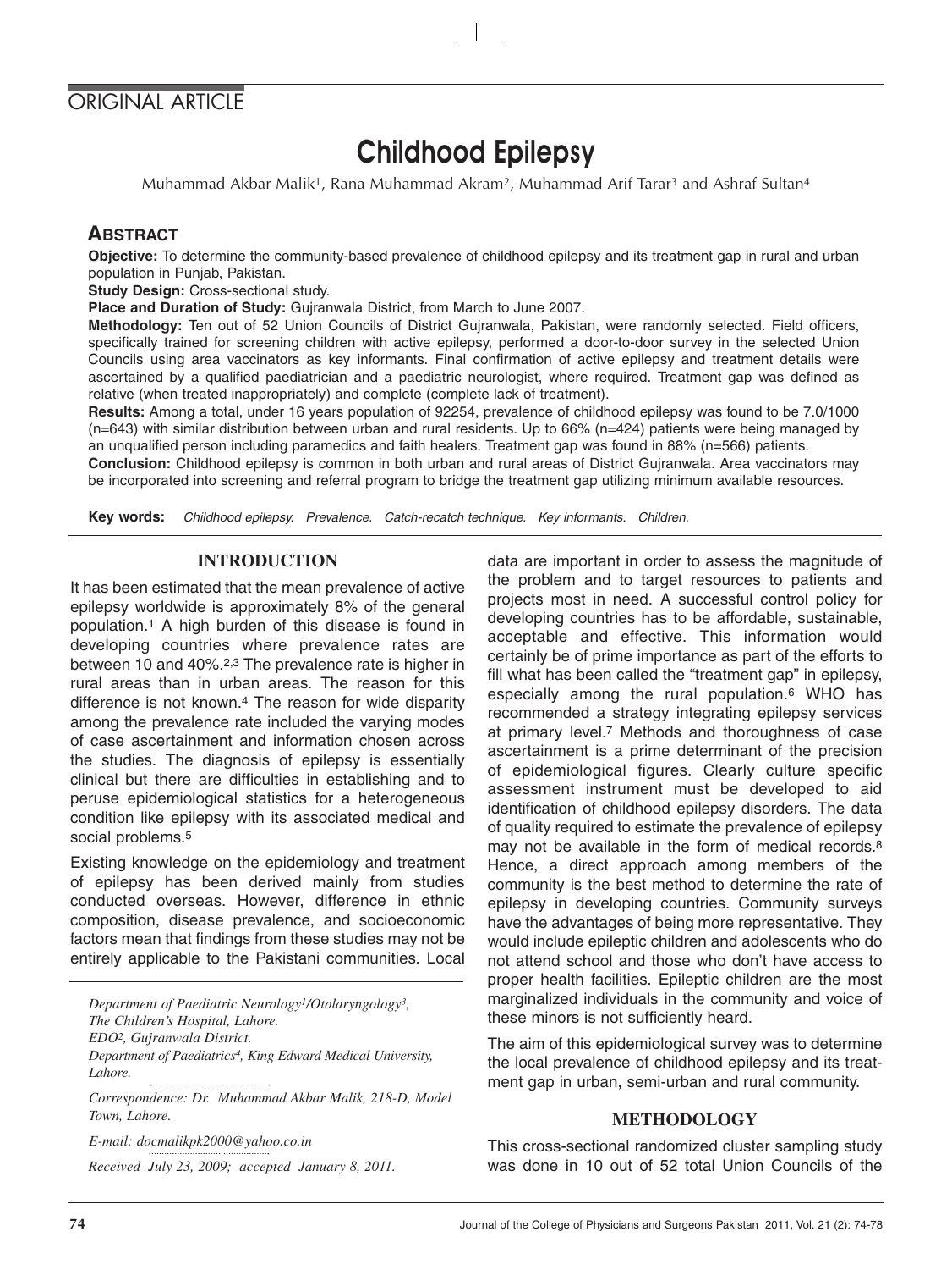ORIGINAL ARTICLE

# Childhood Epilepsy

Muhammad Akbar Malik[1], Rana Muhammad Akram[2], Muhammad Arif Tarar[3] and Ashraf Sultan[4]

## ABSTRACT

**Objective:** To determine the community-based prevalence of childhood epilepsy and its treatment gap in rural and urban population in Punjab, Pakistan.

**Study Design:** Cross-sectional study.

**Place and Duration of Study:** Gujranwala District, from March to June 2007.

**Methodology:** Ten out of 52 Union Councils of District Gujranwala, Pakistan, were randomly selected. Field officers, specifically trained for screening children with active epilepsy, performed a door-to-door survey in the selected Union Councils using area vaccinators as key informants. Final confirmation of active epilepsy and treatment details were ascertained by a qualified paediatrician and a paediatric neurologist, where required. Treatment gap was defined as relative (when treated inappropriately) and complete (complete lack of treatment).

**Results:** Among a total, under 16 years population of 92254, prevalence of childhood epilepsy was found to be 7.0/1000 (n=643) with similar distribution between urban and rural residents. Up to 66% (n=424) patients were being managed by an unqualified person including paramedics and faith healers. Treatment gap was found in 88% (n=566) patients.

**Conclusion:** Childhood epilepsy is common in both urban and rural areas of District Gujranwala. Area vaccinators may be incorporated into screening and referral program to bridge the treatment gap utilizing minimum available resources.

**Key words:** *Childhood epilepsy. Prevalence. Catch-recatch technique. Key informants. Children.*

## INTRODUCTION

It has been estimated that the mean prevalence of active epilepsy worldwide is approximately 8% of the general population.[1] A high burden of this disease is found in developing countries where prevalence rates are between 10 and 40%.[2,3] The prevalence rate is higher in rural areas than in urban areas. The reason for this difference is not known.[4] The reason for wide disparity among the prevalence rate included the varying modes of case ascertainment and information chosen across the studies. The diagnosis of epilepsy is essentially clinical but there are difficulties in establishing and to peruse epidemiological statistics for a heterogeneous condition like epilepsy with its associated medical and social problems.[5]

Existing knowledge on the epidemiology and treatment of epilepsy has been derived mainly from studies conducted overseas. However, difference in ethnic composition, disease prevalence, and socioeconomic factors mean that findings from these studies may not be entirely applicable to the Pakistani communities. Local data are important in order to assess the magnitude of the problem and to target resources to patients and projects most in need. A successful control policy for developing countries has to be affordable, sustainable, acceptable and effective. This information would certainly be of prime importance as part of the efforts to fill what has been called the "treatment gap" in epilepsy, especially among the rural population.[6] WHO has recommended a strategy integrating epilepsy services at primary level.[7] Methods and thoroughness of case ascertainment is a prime determinant of the precision of epidemiological figures. Clearly culture specific assessment instrument must be developed to aid identification of childhood epilepsy disorders. The data of quality required to estimate the prevalence of epilepsy may not be available in the form of medical records.[8] Hence, a direct approach among members of the community is the best method to determine the rate of epilepsy in developing countries. Community surveys have the advantages of being more representative. They would include epileptic children and adolescents who do not attend school and those who don't have access to proper health facilities. Epileptic children are the most marginalized individuals in the community and voice of these minors is not sufficiently heard.

The aim of this epidemiological survey was to determine the local prevalence of childhood epilepsy and its treatment gap in urban, semi-urban and rural community.

## METHODOLOGY

This cross-sectional randomized cluster sampling study was done in 10 out of 52 total Union Councils of the

*Department of Paediatric Neurology[1]/Otolaryngology[3], The Children's Hospital, Lahore.*
*EDO[2], Gujranwala District.*
*Department of Paediatrics[4], King Edward Medical University, Lahore.*

*Correspondence: Dr. Muhammad Akbar Malik, 218-D, Model Town, Lahore.*

*E-mail: docmalikpk2000@yahoo.co.in*

*Received July 23, 2009; accepted January 8, 2011.*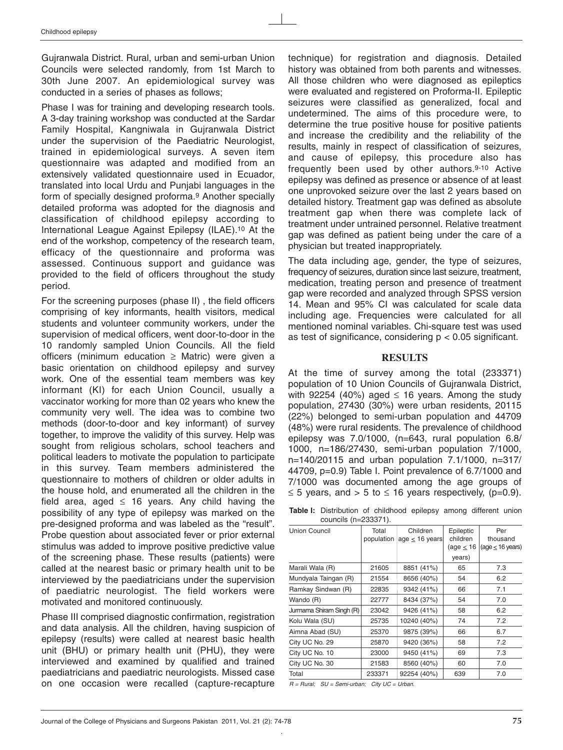Gujranwala District. Rural, urban and semi-urban Union Councils were selected randomly, from 1st March to 30th June 2007. An epidemiological survey was conducted in a series of phases as follows;

Phase I was for training and developing research tools. A 3-day training workshop was conducted at the Sardar Family Hospital, Kangniwala in Gujranwala District under the supervision of the Paediatric Neurologist, trained in epidemiological surveys. A seven item questionnaire was adapted and modified from an extensively validated questionnaire used in Ecuador, translated into local Urdu and Punjabi languages in the form of specially designed proforma.[9] Another specially detailed proforma was adopted for the diagnosis and classification of childhood epilepsy according to International League Against Epilepsy (ILAE).[10] At the end of the workshop, competency of the research team, efficacy of the questionnaire and proforma was assessed. Continuous support and guidance was provided to the field of officers throughout the study period.

For the screening purposes (phase II) , the field officers comprising of key informants, health visitors, medical students and volunteer community workers, under the supervision of medical officers, went door-to-door in the 10 randomly sampled Union Councils. All the field officers (minimum education ≥ Matric) were given a basic orientation on childhood epilepsy and survey work. One of the essential team members was key informant (KI) for each Union Council, usually a vaccinator working for more than 02 years who knew the community very well. The idea was to combine two methods (door-to-door and key informant) of survey together, to improve the validity of this survey. Help was sought from religious scholars, school teachers and political leaders to motivate the population to participate in this survey. Team members administered the questionnaire to mothers of children or older adults in the house hold, and enumerated all the children in the field area, aged ≤ 16 years. Any child having the possibility of any type of epilepsy was marked on the pre-designed proforma and was labeled as the "result". Probe question about associated fever or prior external stimulus was added to improve positive predictive value of the screening phase. These results (patients) were called at the nearest basic or primary health unit to be interviewed by the paediatricians under the supervision of paediatric neurologist. The field workers were motivated and monitored continuously.

Phase III comprised diagnostic confirmation, registration and data analysis. All the children, having suspicion of epilepsy (results) were called at nearest basic health unit (BHU) or primary health unit (PHU), they were interviewed and examined by qualified and trained paediatricians and paediatric neurologists. Missed case on one occasion were recalled (capture-recapture technique) for registration and diagnosis. Detailed history was obtained from both parents and witnesses. All those children who were diagnosed as epileptics were evaluated and registered on Proforma-II. Epileptic seizures were classified as generalized, focal and undetermined. The aims of this procedure were, to determine the true positive house for positive patients and increase the credibility and the reliability of the results, mainly in respect of classification of seizures, and cause of epilepsy, this procedure also has frequently been used by other authors.[9-10] Active epilepsy was defined as presence or absence of at least one unprovoked seizure over the last 2 years based on detailed history. Treatment gap was defined as absolute treatment gap when there was complete lack of treatment under untrained personnel. Relative treatment gap was defined as patient being under the care of a physician but treated inappropriately.

The data including age, gender, the type of seizures, frequency of seizures, duration since last seizure, treatment, medication, treating person and presence of treatment gap were recorded and analyzed through SPSS version 14. Mean and 95% CI was calculated for scale data including age. Frequencies were calculated for all mentioned nominal variables. Chi-square test was used as test of significance, considering $p < 0.05$ significant.

## RESULTS

At the time of survey among the total (233371) population of 10 Union Councils of Gujranwala District, with 92254 (40%) aged ≤ 16 years. Among the study population, 27430 (30%) were urban residents, 20115 (22%) belonged to semi-urban population and 44709 (48%) were rural residents. The prevalence of childhood epilepsy was 7.0/1000, (n=643, rural population 6.8/1000, n=186/27430, semi-urban population 7/1000, n=140/20115 and urban population 7.1/1000, n=317/44709, p=0.9) Table I. Point prevalence of 6.7/1000 and 7/1000 was documented among the age groups of ≤ 5 years, and > 5 to ≤ 16 years respectively, (p=0.9).

**Table I:** Distribution of childhood epilepsy among different union councils (n=233371).

| Union Council | Total population | Children age ≤ 16 years | Epileptic children (age ≤ 16 years) | Per thousand (age ≤ 16 years) |
|---|---|---|---|---|
| Marali Wala (R) | 21605 | 8851 (41%) | 65 | 7.3 |
| Mundyala Taingan (R) | 21554 | 8656 (40%) | 54 | 6.2 |
| Ramkay Sindwan (R) | 22835 | 9342 (41%) | 66 | 7.1 |
| Wando (R) | 22777 | 8434 (37%) | 54 | 7.0 |
| Jurmama Shiram Singh (R) | 23042 | 9426 (41%) | 58 | 6.2 |
| Kolu Wala (SU) | 25735 | 10240 (40%) | 74 | 7.2 |
| Aimna Abad (SU) | 25370 | 9875 (39%) | 66 | 6.7 |
| City UC No. 29 | 25870 | 9420 (36%) | 58 | 7.2 |
| City UC No. 10 | 23000 | 9450 (41%) | 69 | 7.3 |
| City UC No. 30 | 21583 | 8560 (40%) | 60 | 7.0 |
| Total | 233371 | 92254 (40%) | 639 | 7.0 |

*R = Rural; SU = Semi-urban; City UC = Urban.*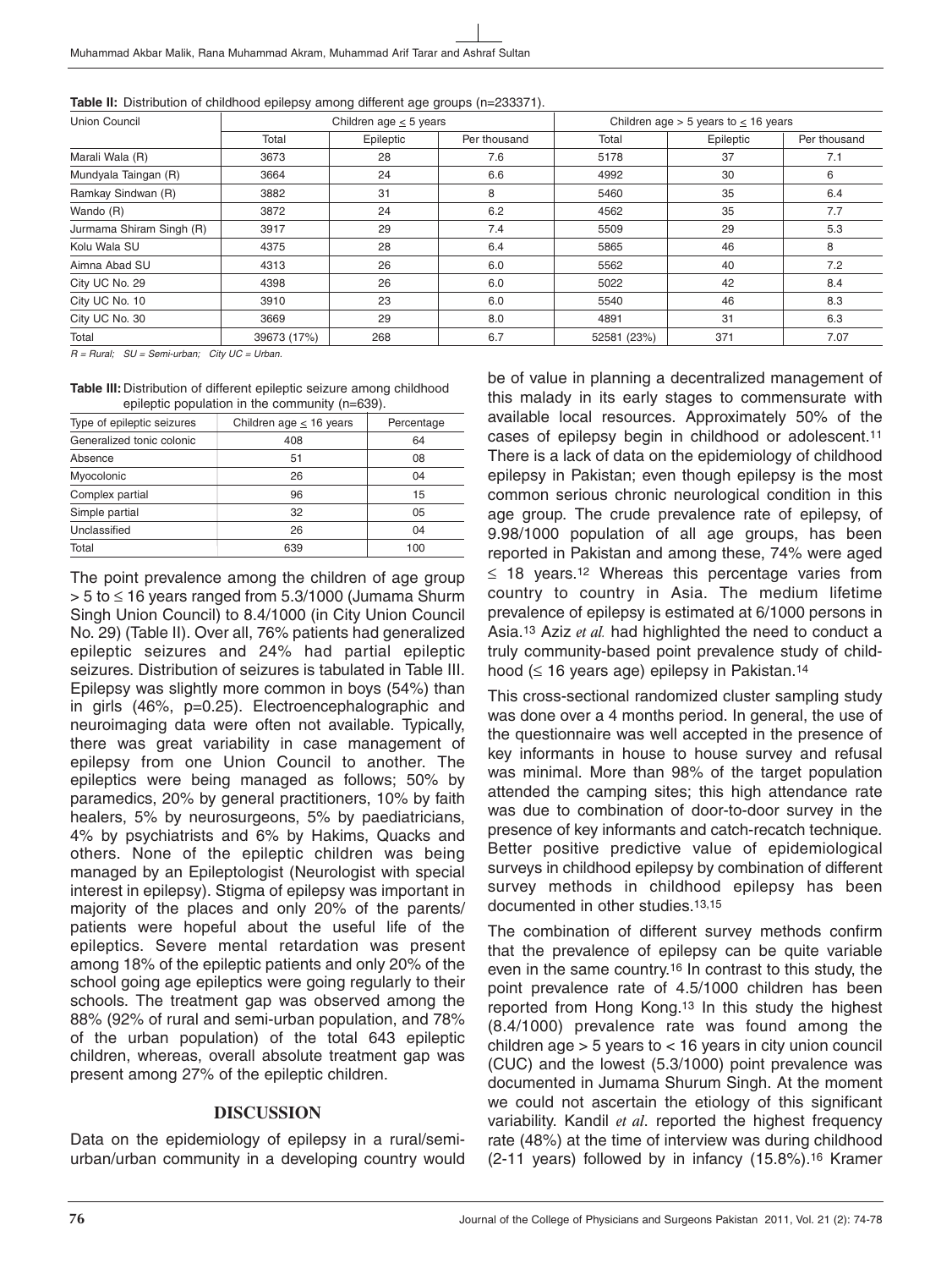**Table II:** Distribution of childhood epilepsy among different age groups (n=233371).

| Union Council | Children age ≤ 5 years | | | Children age > 5 years to ≤ 16 years | | |
|---|---|---|---|---|---|---|
| | Total | Epileptic | Per thousand | Total | Epileptic | Per thousand |
| Marali Wala (R) | 3673 | 28 | 7.6 | 5178 | 37 | 7.1 |
| Mundyala Taingan (R) | 3664 | 24 | 6.6 | 4992 | 30 | 6 |
| Ramkay Sindwan (R) | 3882 | 31 | 8 | 5460 | 35 | 6.4 |
| Wando (R) | 3872 | 24 | 6.2 | 4562 | 35 | 7.7 |
| Jurmama Shiram Singh (R) | 3917 | 29 | 7.4 | 5509 | 29 | 5.3 |
| Kolu Wala SU | 4375 | 28 | 6.4 | 5865 | 46 | 8 |
| Aimna Abad SU | 4313 | 26 | 6.0 | 5562 | 40 | 7.2 |
| City UC No. 29 | 4398 | 26 | 6.0 | 5022 | 42 | 8.4 |
| City UC No. 10 | 3910 | 23 | 6.0 | 5540 | 46 | 8.3 |
| City UC No. 30 | 3669 | 29 | 8.0 | 4891 | 31 | 6.3 |
| Total | 39673 (17%) | 268 | 6.7 | 52581 (23%) | 371 | 7.07 |

*R = Rural; SU = Semi-urban; City UC = Urban.*

**Table III:** Distribution of different epileptic seizure among childhood epileptic population in the community (n=639).

| Type of epileptic seizures | Children age ≤ 16 years | Percentage |
|---|---|---|
| Generalized tonic colonic | 408 | 64 |
| Absence | 51 | 08 |
| Myocolonic | 26 | 04 |
| Complex partial | 96 | 15 |
| Simple partial | 32 | 05 |
| Unclassified | 26 | 04 |
| Total | 639 | 100 |

The point prevalence among the children of age group > 5 to ≤ 16 years ranged from 5.3/1000 (Jumama Shurm Singh Union Council) to 8.4/1000 (in City Union Council No. 29) (Table II). Over all, 76% patients had generalized epileptic seizures and 24% had partial epileptic seizures. Distribution of seizures is tabulated in Table III. Epilepsy was slightly more common in boys (54%) than in girls (46%, p=0.25). Electroencephalographic and neuroimaging data were often not available. Typically, there was great variability in case management of epilepsy from one Union Council to another. The epileptics were being managed as follows; 50% by paramedics, 20% by general practitioners, 10% by faith healers, 5% by neurosurgeons, 5% by paediatricians, 4% by psychiatrists and 6% by Hakims, Quacks and others. None of the epileptic children was being managed by an Epileptologist (Neurologist with special interest in epilepsy). Stigma of epilepsy was important in majority of the places and only 20% of the parents/patients were hopeful about the useful life of the epileptics. Severe mental retardation was present among 18% of the epileptic patients and only 20% of the school going age epileptics were going regularly to their schools. The treatment gap was observed among the 88% (92% of rural and semi-urban population, and 78% of the urban population) of the total 643 epileptic children, whereas, overall absolute treatment gap was present among 27% of the epileptic children.

## DISCUSSION

Data on the epidemiology of epilepsy in a rural/semi-urban/urban community in a developing country would be of value in planning a decentralized management of this malady in its early stages to commensurate with available local resources. Approximately 50% of the cases of epilepsy begin in childhood or adolescent.[11] There is a lack of data on the epidemiology of childhood epilepsy in Pakistan; even though epilepsy is the most common serious chronic neurological condition in this age group. The crude prevalence rate of epilepsy, of 9.98/1000 population of all age groups, has been reported in Pakistan and among these, 74% were aged ≤ 18 years.[12] Whereas this percentage varies from country to country in Asia. The medium lifetime prevalence of epilepsy is estimated at 6/1000 persons in Asia.[13] Aziz *et al.* had highlighted the need to conduct a truly community-based point prevalence study of childhood (≤ 16 years age) epilepsy in Pakistan.[14]

This cross-sectional randomized cluster sampling study was done over a 4 months period. In general, the use of the questionnaire was well accepted in the presence of key informants in house to house survey and refusal was minimal. More than 98% of the target population attended the camping sites; this high attendance rate was due to combination of door-to-door survey in the presence of key informants and catch-recatch technique. Better positive predictive value of epidemiological surveys in childhood epilepsy by combination of different survey methods in childhood epilepsy has been documented in other studies.[13,15]

The combination of different survey methods confirm that the prevalence of epilepsy can be quite variable even in the same country.[16] In contrast to this study, the point prevalence rate of 4.5/1000 children has been reported from Hong Kong.[13] In this study the highest (8.4/1000) prevalence rate was found among the children age > 5 years to < 16 years in city union council (CUC) and the lowest (5.3/1000) point prevalence was documented in Jumama Shurum Singh. At the moment we could not ascertain the etiology of this significant variability. Kandil *et al*. reported the highest frequency rate (48%) at the time of interview was during childhood (2-11 years) followed by in infancy (15.8%).[16] Kramer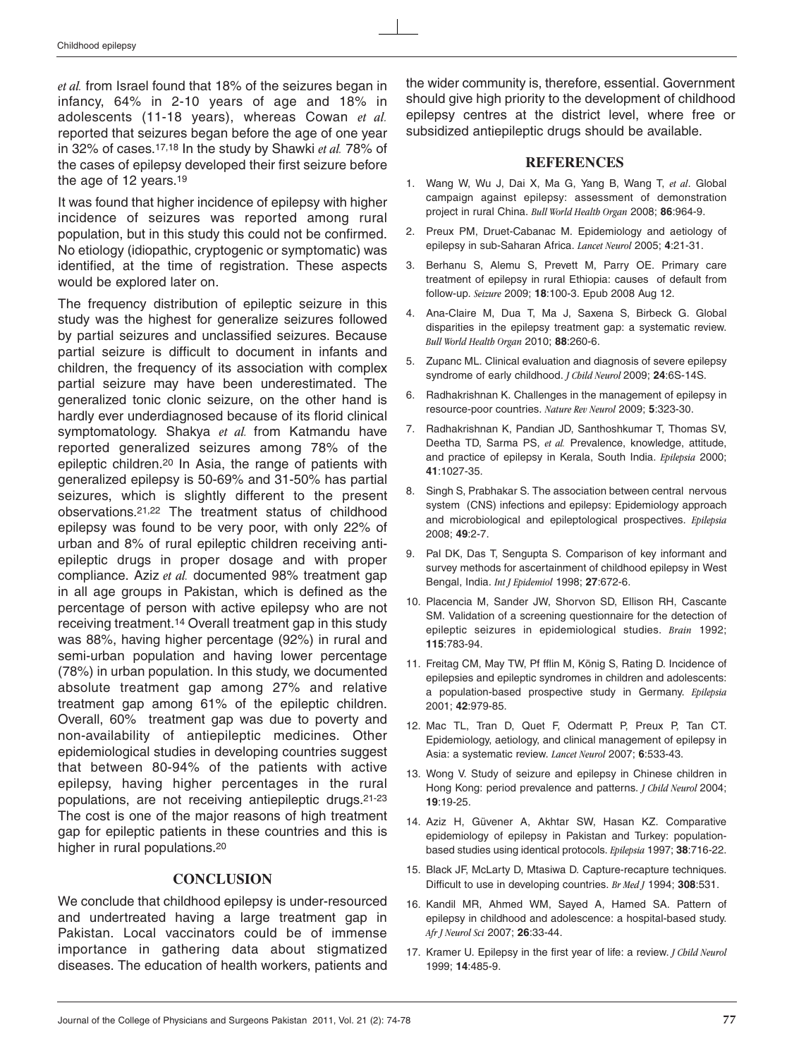*et al.* from Israel found that 18% of the seizures began in infancy, 64% in 2-10 years of age and 18% in adolescents (11-18 years), whereas Cowan *et al.* reported that seizures began before the age of one year in 32% of cases.[17,18] In the study by Shawki *et al.* 78% of the cases of epilepsy developed their first seizure before the age of 12 years.[19]

It was found that higher incidence of epilepsy with higher incidence of seizures was reported among rural population, but in this study this could not be confirmed. No etiology (idiopathic, cryptogenic or symptomatic) was identified, at the time of registration. These aspects would be explored later on.

The frequency distribution of epileptic seizure in this study was the highest for generalize seizures followed by partial seizures and unclassified seizures. Because partial seizure is difficult to document in infants and children, the frequency of its association with complex partial seizure may have been underestimated. The generalized tonic clonic seizure, on the other hand is hardly ever underdiagnosed because of its florid clinical symptomatology. Shakya *et al.* from Katmandu have reported generalized seizures among 78% of the epileptic children.[20] In Asia, the range of patients with generalized epilepsy is 50-69% and 31-50% has partial seizures, which is slightly different to the present observations.[21,22] The treatment status of childhood epilepsy was found to be very poor, with only 22% of urban and 8% of rural epileptic children receiving anti-epileptic drugs in proper dosage and with proper compliance. Aziz *et al.* documented 98% treatment gap in all age groups in Pakistan, which is defined as the percentage of person with active epilepsy who are not receiving treatment.[14] Overall treatment gap in this study was 88%, having higher percentage (92%) in rural and semi-urban population and having lower percentage (78%) in urban population. In this study, we documented absolute treatment gap among 27% and relative treatment gap among 61% of the epileptic children. Overall, 60% treatment gap was due to poverty and non-availability of antiepileptic medicines. Other epidemiological studies in developing countries suggest that between 80-94% of the patients with active epilepsy, having higher percentages in the rural populations, are not receiving antiepileptic drugs.[21-23] The cost is one of the major reasons of high treatment gap for epileptic patients in these countries and this is higher in rural populations.[20]

## CONCLUSION

We conclude that childhood epilepsy is under-resourced and undertreated having a large treatment gap in Pakistan. Local vaccinators could be of immense importance in gathering data about stigmatized diseases. The education of health workers, patients and the wider community is, therefore, essential. Government should give high priority to the development of childhood epilepsy centres at the district level, where free or subsidized antiepileptic drugs should be available.

## REFERENCES

1. Wang W, Wu J, Dai X, Ma G, Yang B, Wang T, *et al*. Global campaign against epilepsy: assessment of demonstration project in rural China. *Bull World Health Organ* 2008; **86**:964-9.
2. Preux PM, Druet-Cabanac M. Epidemiology and aetiology of epilepsy in sub-Saharan Africa. *Lancet Neurol* 2005; **4**:21-31.
3. Berhanu S, Alemu S, Prevett M, Parry OE. Primary care treatment of epilepsy in rural Ethiopia: causes of default from follow-up. *Seizure* 2009; **18**:100-3. Epub 2008 Aug 12.
4. Ana-Claire M, Dua T, Ma J, Saxena S, Birbeck G. Global disparities in the epilepsy treatment gap: a systematic review. *Bull World Health Organ* 2010; **88**:260-6.
5. Zupanc ML. Clinical evaluation and diagnosis of severe epilepsy syndrome of early childhood. *J Child Neurol* 2009; **24**:6S-14S.
6. Radhakrishnan K. Challenges in the management of epilepsy in resource-poor countries. *Nature Rev Neurol* 2009; **5**:323-30.
7. Radhakrishnan K, Pandian JD, Santhoshkumar T, Thomas SV, Deetha TD, Sarma PS, *et al.* Prevalence, knowledge, attitude, and practice of epilepsy in Kerala, South India. *Epilepsia* 2000; **41**:1027-35.
8. Singh S, Prabhakar S. The association between central nervous system (CNS) infections and epilepsy: Epidemiology approach and microbiological and epileptological prospectives. *Epilepsia* 2008; **49**:2-7.
9. Pal DK, Das T, Sengupta S. Comparison of key informant and survey methods for ascertainment of childhood epilepsy in West Bengal, India. *Int J Epidemiol* 1998; **27**:672-6.
10. Placencia M, Sander JW, Shorvon SD, Ellison RH, Cascante SM. Validation of a screening questionnaire for the detection of epileptic seizures in epidemiological studies. *Brain* 1992; **115**:783-94.
11. Freitag CM, May TW, Pf fflin M, König S, Rating D. Incidence of epilepsies and epileptic syndromes in children and adolescents: a population-based prospective study in Germany. *Epilepsia* 2001; **42**:979-85.
12. Mac TL, Tran D, Quet F, Odermatt P, Preux P, Tan CT. Epidemiology, aetiology, and clinical management of epilepsy in Asia: a systematic review. *Lancet Neurol* 2007; **6**:533-43.
13. Wong V. Study of seizure and epilepsy in Chinese children in Hong Kong: period prevalence and patterns. *J Child Neurol* 2004; **19**:19-25.
14. Aziz H, Güvener A, Akhtar SW, Hasan KZ. Comparative epidemiology of epilepsy in Pakistan and Turkey: population-based studies using identical protocols. *Epilepsia* 1997; **38**:716-22.
15. Black JF, McLarty D, Mtasiwa D. Capture-recapture techniques. Difficult to use in developing countries. *Br Med J* 1994; **308**:531.
16. Kandil MR, Ahmed WM, Sayed A, Hamed SA. Pattern of epilepsy in childhood and adolescence: a hospital-based study. *Afr J Neurol Sci* 2007; **26**:33-44.
17. Kramer U. Epilepsy in the first year of life: a review. *J Child Neurol* 1999; **14**:485-9.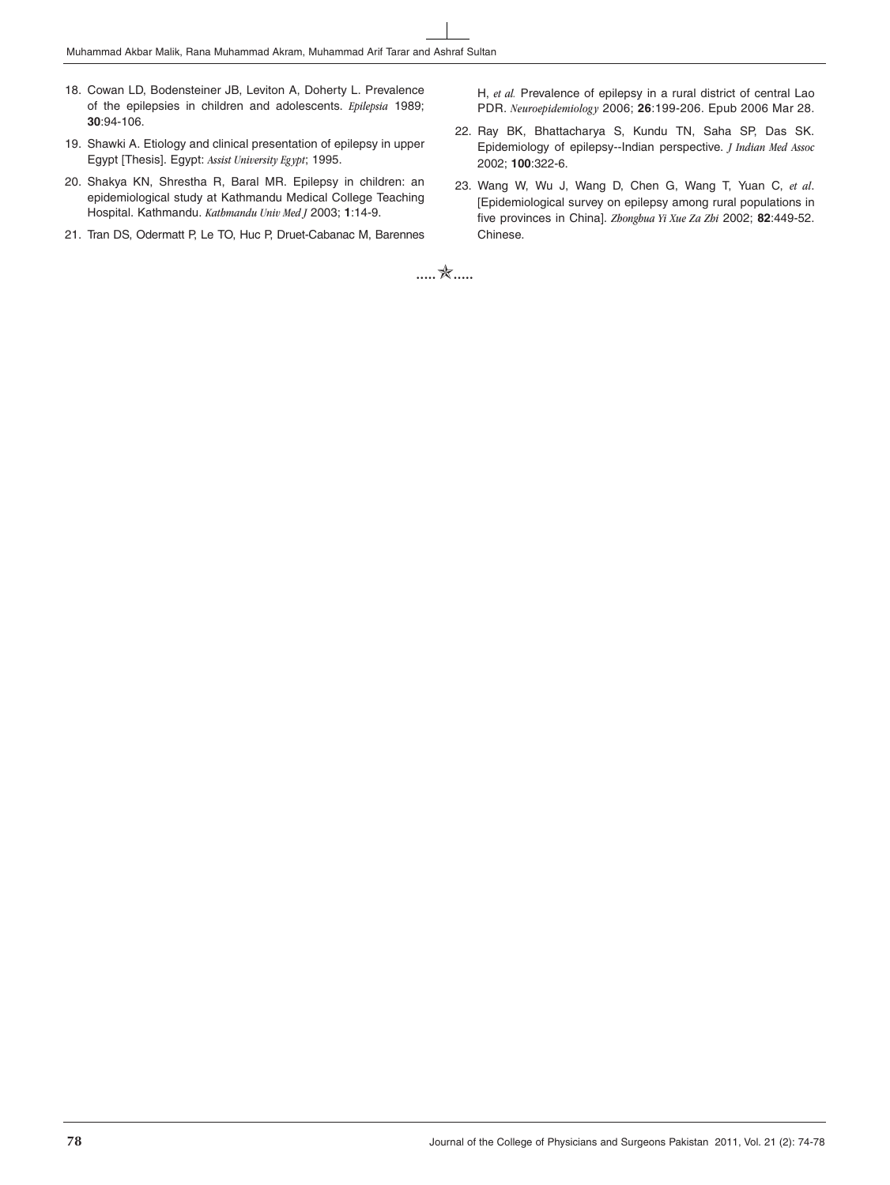18. Cowan LD, Bodensteiner JB, Leviton A, Doherty L. Prevalence of the epilepsies in children and adolescents. *Epilepsia* 1989; **30**:94-106.
19. Shawki A. Etiology and clinical presentation of epilepsy in upper Egypt [Thesis]. Egypt: *Assist University Egypt*; 1995.
20. Shakya KN, Shrestha R, Baral MR. Epilepsy in children: an epidemiological study at Kathmandu Medical College Teaching Hospital. Kathmandu. *Kathmandu Univ Med J* 2003; **1**:14-9.
21. Tran DS, Odermatt P, Le TO, Huc P, Druet-Cabanac M, Barennes H, *et al.* Prevalence of epilepsy in a rural district of central Lao PDR. *Neuroepidemiology* 2006; **26**:199-206. Epub 2006 Mar 28.
22. Ray BK, Bhattacharya S, Kundu TN, Saha SP, Das SK. Epidemiology of epilepsy--Indian perspective. *J Indian Med Assoc* 2002; **100**:322-6.
23. Wang W, Wu J, Wang D, Chen G, Wang T, Yuan C, *et al*. [Epidemiological survey on epilepsy among rural populations in five provinces in China]. *Zhonghua Yi Xue Za Zhi* 2002; **82**:449-52. Chinese.

.....✯.....